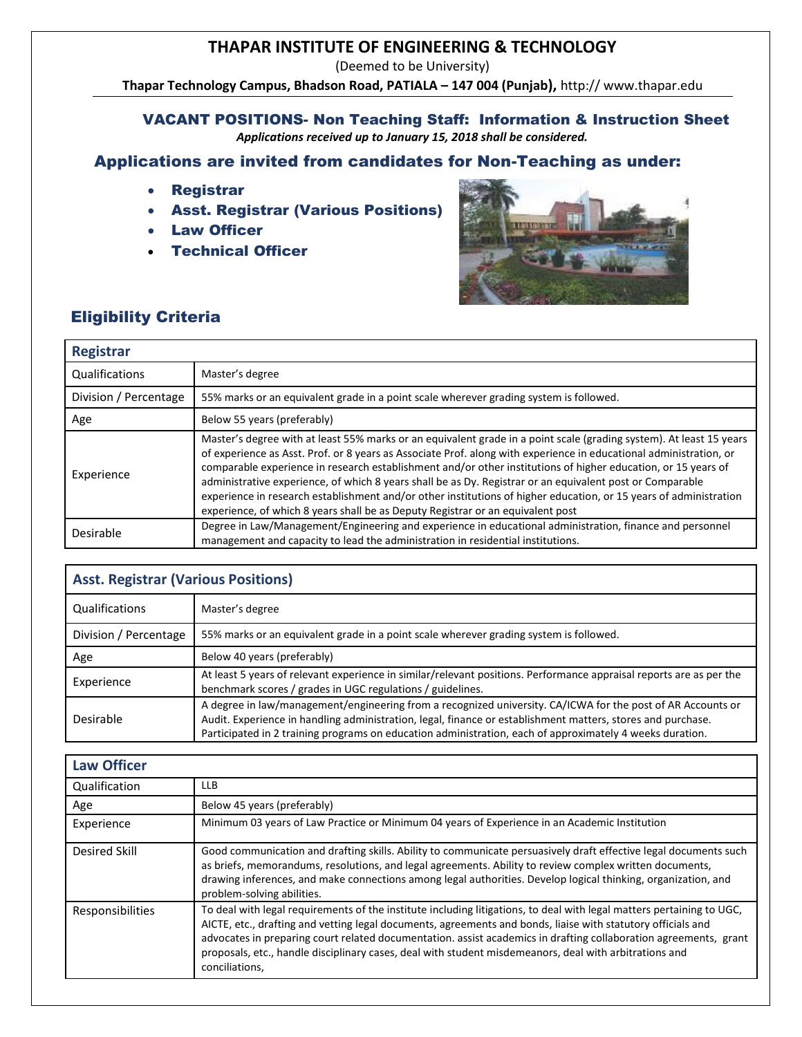# THAPAR INSTITUTE OF ENGINEERING & TECHNOLOGY

(Deemed to be University)

**Thapar Technology Campus, Bhadson Road, PATIALA – 147 004 (Punjab),** http:// www.thapar.edu

## VACANT POSITIONS- Non Teaching Staff: Information & Instruction Sheet

***Applications received up to January 15, 2018 shall be considered.***

## Applications are invited from candidates for Non-Teaching as under:

- **Registrar**
- **Asst. Registrar (Various Positions)**
- **Law Officer**
- **Technical Officer**

## Eligibility Criteria

| **Registrar** | |
|---|---|
| Qualifications | Master's degree |
| Division / Percentage | 55% marks or an equivalent grade in a point scale wherever grading system is followed. |
| Age | Below 55 years (preferably) |
| Experience | Master's degree with at least 55% marks or an equivalent grade in a point scale (grading system). At least 15 years of experience as Asst. Prof. or 8 years as Associate Prof. along with experience in educational administration, or comparable experience in research establishment and/or other institutions of higher education, or 15 years of administrative experience, of which 8 years shall be as Dy. Registrar or an equivalent post or Comparable experience in research establishment and/or other institutions of higher education, or 15 years of administration experience, of which 8 years shall be as Deputy Registrar or an equivalent post |
| Desirable | Degree in Law/Management/Engineering and experience in educational administration, finance and personnel management and capacity to lead the administration in residential institutions. |

| **Asst. Registrar (Various Positions)** | |
|---|---|
| Qualifications | Master's degree |
| Division / Percentage | 55% marks or an equivalent grade in a point scale wherever grading system is followed. |
| Age | Below 40 years (preferably) |
| Experience | At least 5 years of relevant experience in similar/relevant positions. Performance appraisal reports are as per the benchmark scores / grades in UGC regulations / guidelines. |
| Desirable | A degree in law/management/engineering from a recognized university. CA/ICWA for the post of AR Accounts or Audit. Experience in handling administration, legal, finance or establishment matters, stores and purchase. Participated in 2 training programs on education administration, each of approximately 4 weeks duration. |

| **Law Officer** | |
|---|---|
| Qualification | LLB |
| Age | Below 45 years (preferably) |
| Experience | Minimum 03 years of Law Practice or Minimum 04 years of Experience in an Academic Institution |
| Desired Skill | Good communication and drafting skills. Ability to communicate persuasively draft effective legal documents such as briefs, memorandums, resolutions, and legal agreements. Ability to review complex written documents, drawing inferences, and make connections among legal authorities. Develop logical thinking, organization, and problem-solving abilities. |
| Responsibilities | To deal with legal requirements of the institute including litigations, to deal with legal matters pertaining to UGC, AICTE, etc., drafting and vetting legal documents, agreements and bonds, liaise with statutory officials and advocates in preparing court related documentation. assist academics in drafting collaboration agreements, grant proposals, etc., handle disciplinary cases, deal with student misdemeanors, deal with arbitrations and conciliations, |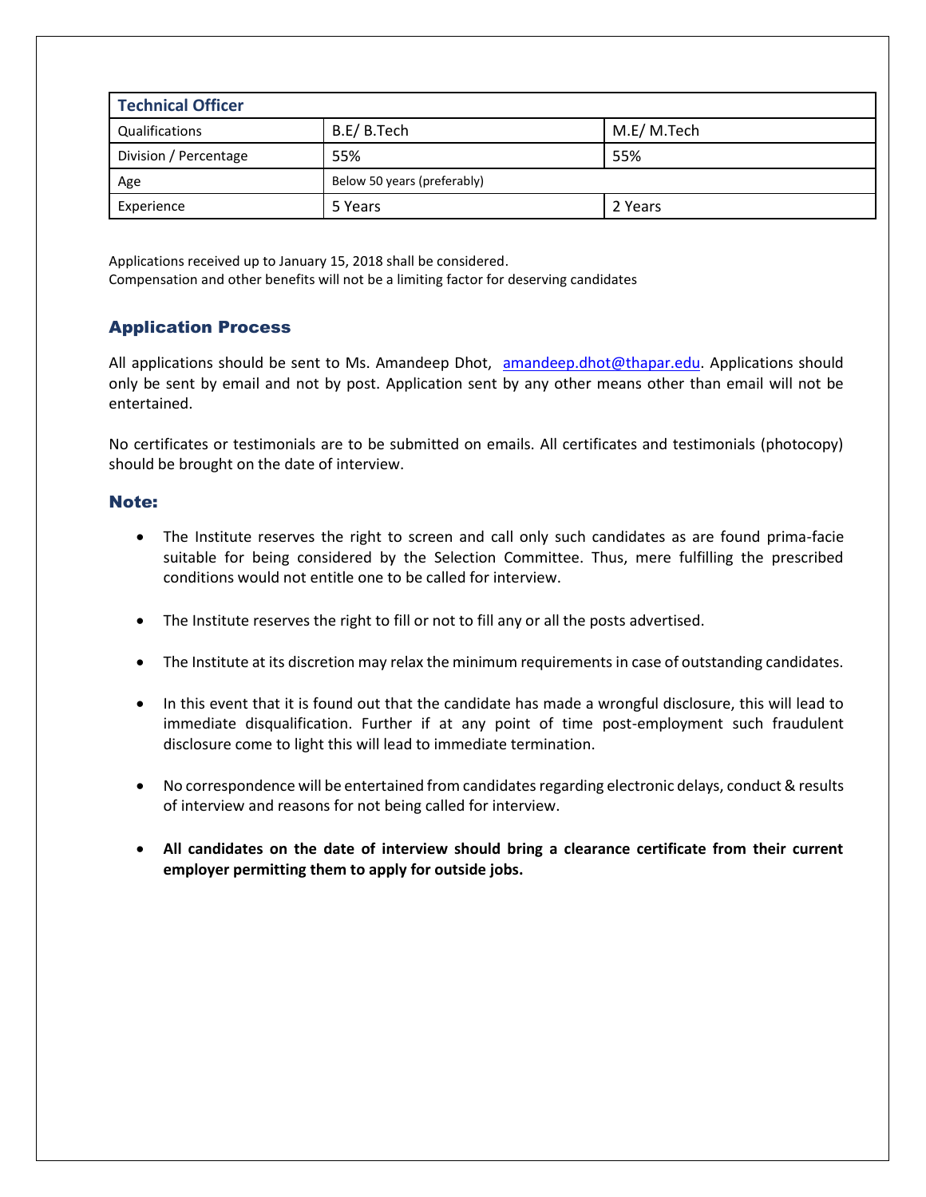| Technical Officer | | |
| --- | --- | --- |
| Qualifications | B.E/ B.Tech | M.E/ M.Tech |
| Division / Percentage | 55% | 55% |
| Age | Below 50 years (preferably) | |
| Experience | 5 Years | 2 Years |

Applications received up to January 15, 2018 shall be considered.
Compensation and other benefits will not be a limiting factor for deserving candidates

## Application Process

All applications should be sent to Ms. Amandeep Dhot, amandeep.dhot@thapar.edu. Applications should only be sent by email and not by post. Application sent by any other means other than email will not be entertained.

No certificates or testimonials are to be submitted on emails. All certificates and testimonials (photocopy) should be brought on the date of interview.

## Note:

- The Institute reserves the right to screen and call only such candidates as are found prima-facie suitable for being considered by the Selection Committee. Thus, mere fulfilling the prescribed conditions would not entitle one to be called for interview.
- The Institute reserves the right to fill or not to fill any or all the posts advertised.
- The Institute at its discretion may relax the minimum requirements in case of outstanding candidates.
- In this event that it is found out that the candidate has made a wrongful disclosure, this will lead to immediate disqualification. Further if at any point of time post-employment such fraudulent disclosure come to light this will lead to immediate termination.
- No correspondence will be entertained from candidates regarding electronic delays, conduct & results of interview and reasons for not being called for interview.
- **All candidates on the date of interview should bring a clearance certificate from their current employer permitting them to apply for outside jobs.**